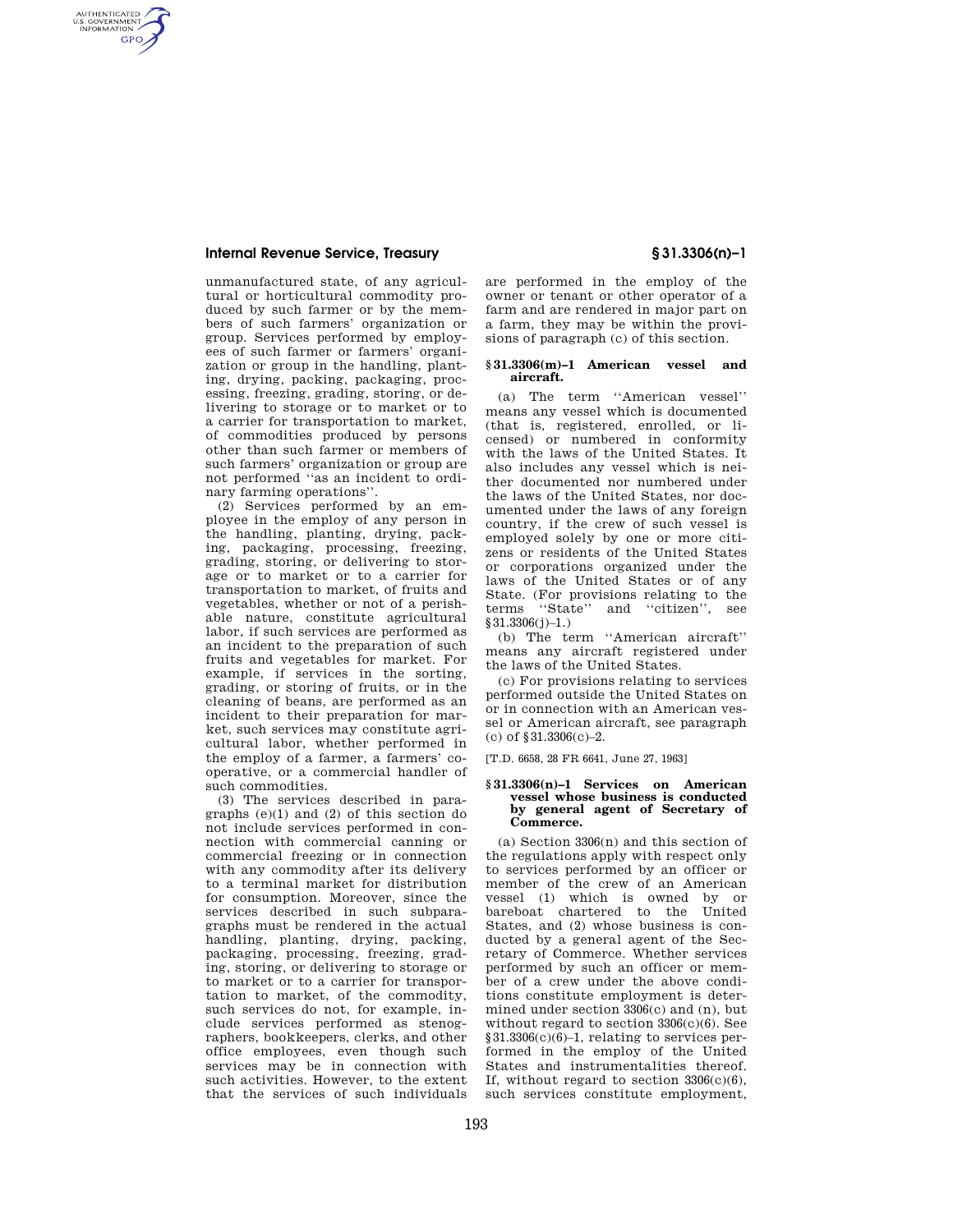unmanufactured state, of any agricultural or horticultural commodity produced by such farmer or by the members of such farmers' organization or group. Services performed by employees of such farmer or farmers' organization or group in the handling, planting, drying, packing, packaging, processing, freezing, grading, storing, or delivering to storage or to market or to a carrier for transportation to market, of commodities produced by persons other than such farmer or members of such farmers' organization or group are not performed "as an incident to ordinary farming operations".

(2) Services performed by an employee in the employ of any person in the handling, planting, drying, packing, packaging, processing, freezing, grading, storing, or delivering to storage or to market or to a carrier for transportation to market, of fruits and vegetables, whether or not of a perishable nature, constitute agricultural labor, if such services are performed as an incident to the preparation of such fruits and vegetables for market. For example, if services in the sorting, grading, or storing of fruits, or in the cleaning of beans, are performed as an incident to their preparation for market, such services may constitute agricultural labor, whether performed in the employ of a farmer, a farmers' cooperative, or a commercial handler of such commodities.

(3) The services described in paragraphs (e)(1) and (2) of this section do not include services performed in connection with commercial canning or commercial freezing or in connection with any commodity after its delivery to a terminal market for distribution for consumption. Moreover, since the services described in such subparagraphs must be rendered in the actual handling, planting, drying, packing, packaging, processing, freezing, grading, storing, or delivering to storage or to market or to a carrier for transportation to market, of the commodity, such services do not, for example, include services performed as stenographers, bookkeepers, clerks, and other office employees, even though such services may be in connection with such activities. However, to the extent that the services of such individuals are performed in the employ of the owner or tenant or other operator of a farm and are rendered in major part on a farm, they may be within the provisions of paragraph (c) of this section.

### § 31.3306(m)–1 American vessel and aircraft.

(a) The term "American vessel" means any vessel which is documented (that is, registered, enrolled, or licensed) or numbered in conformity with the laws of the United States. It also includes any vessel which is neither documented nor numbered under the laws of the United States, nor documented under the laws of any foreign country, if the crew of such vessel is employed solely by one or more citizens or residents of the United States or corporations organized under the laws of the United States or of any State. (For provisions relating to the terms "State" and "citizen", see § 31.3306(j)–1.)

(b) The term "American aircraft" means any aircraft registered under the laws of the United States.

(c) For provisions relating to services performed outside the United States on or in connection with an American vessel or American aircraft, see paragraph (c) of § 31.3306(c)–2.

[T.D. 6658, 28 FR 6641, June 27, 1963]

### § 31.3306(n)–1 Services on American vessel whose business is conducted by general agent of Secretary of Commerce.

(a) Section 3306(n) and this section of the regulations apply with respect only to services performed by an officer or member of the crew of an American vessel (1) which is owned by or bareboat chartered to the United States, and (2) whose business is conducted by a general agent of the Secretary of Commerce. Whether services performed by such an officer or member of a crew under the above conditions constitute employment is determined under section 3306(c) and (n), but without regard to section 3306(c)(6). See § 31.3306(c)(6)–1, relating to services performed in the employ of the United States and instrumentalities thereof. If, without regard to section 3306(c)(6), such services constitute employment,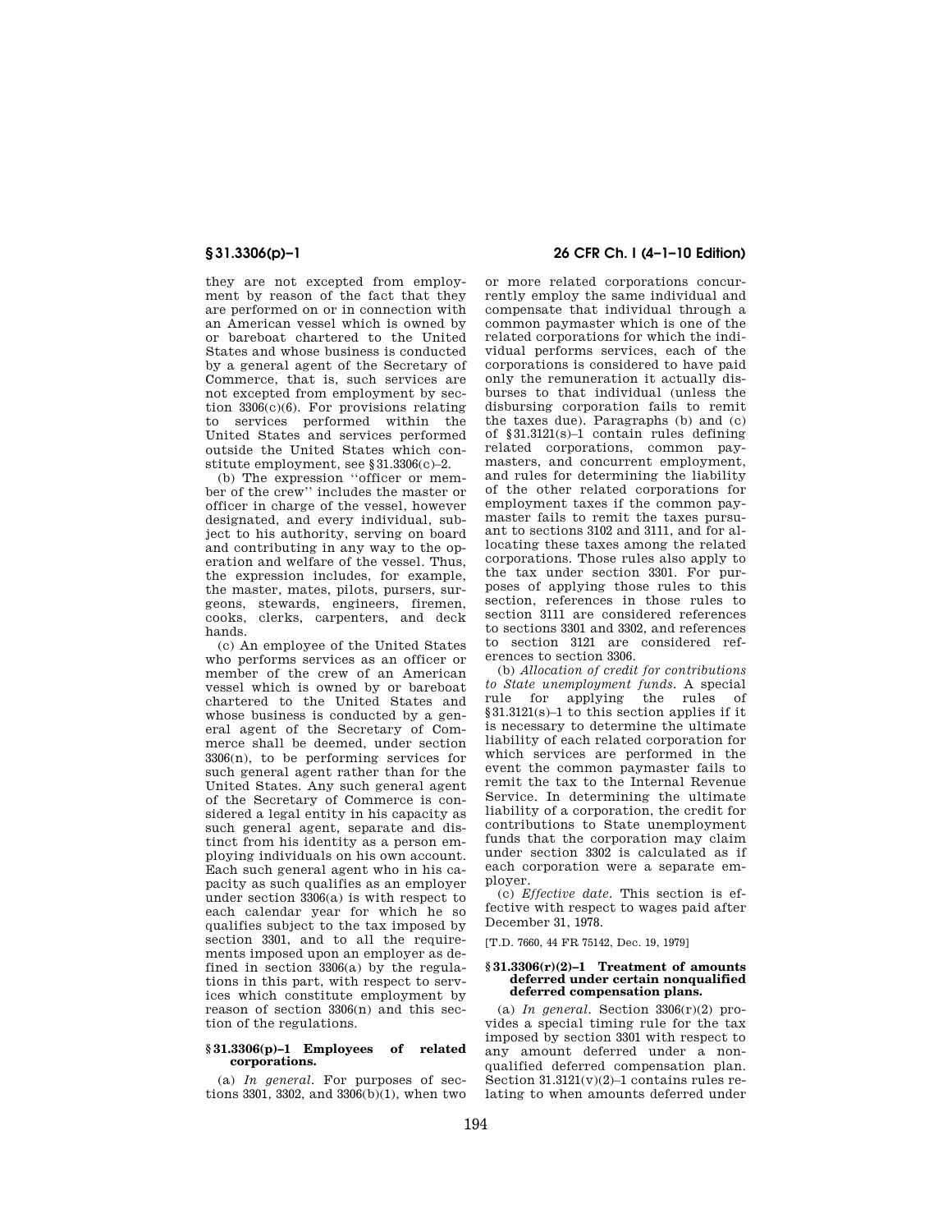they are not excepted from employment by reason of the fact that they are performed on or in connection with an American vessel which is owned by or bareboat chartered to the United States and whose business is conducted by a general agent of the Secretary of Commerce, that is, such services are not excepted from employment by section 3306(c)(6). For provisions relating to services performed within the United States and services performed outside the United States which constitute employment, see §31.3306(c)–2.

(b) The expression "officer or member of the crew" includes the master or officer in charge of the vessel, however designated, and every individual, subject to his authority, serving on board and contributing in any way to the operation and welfare of the vessel. Thus, the expression includes, for example, the master, mates, pilots, pursers, surgeons, stewards, engineers, firemen, cooks, clerks, carpenters, and deck hands.

(c) An employee of the United States who performs services as an officer or member of the crew of an American vessel which is owned by or bareboat chartered to the United States and whose business is conducted by a general agent of the Secretary of Commerce shall be deemed, under section 3306(n), to be performing services for such general agent rather than for the United States. Any such general agent of the Secretary of Commerce is considered a legal entity in his capacity as such general agent, separate and distinct from his identity as a person employing individuals on his own account. Each such general agent who in his capacity as such qualifies as an employer under section 3306(a) is with respect to each calendar year for which he so qualifies subject to the tax imposed by section 3301, and to all the requirements imposed upon an employer as defined in section 3306(a) by the regulations in this part, with respect to services which constitute employment by reason of section 3306(n) and this section of the regulations.

### §31.3306(p)–1 Employees of related corporations.

(a) *In general.* For purposes of sections 3301, 3302, and 3306(b)(1), when two or more related corporations concurrently employ the same individual and compensate that individual through a common paymaster which is one of the related corporations for which the individual performs services, each of the corporations is considered to have paid only the remuneration it actually disburses to that individual (unless the disbursing corporation fails to remit the taxes due). Paragraphs (b) and (c) of §31.3121(s)–1 contain rules defining related corporations, common paymasters, and concurrent employment, and rules for determining the liability of the other related corporations for employment taxes if the common paymaster fails to remit the taxes pursuant to sections 3102 and 3111, and for allocating these taxes among the related corporations. Those rules also apply to the tax under section 3301. For purposes of applying those rules to this section, references in those rules to section 3111 are considered references to sections 3301 and 3302, and references to section 3121 are considered references to section 3306.

(b) *Allocation of credit for contributions to State unemployment funds.* A special rule for applying the rules of §31.3121(s)–1 to this section applies if it is necessary to determine the ultimate liability of each related corporation for which services are performed in the event the common paymaster fails to remit the tax to the Internal Revenue Service. In determining the ultimate liability of a corporation, the credit for contributions to State unemployment funds that the corporation may claim under section 3302 is calculated as if each corporation were a separate employer.

(c) *Effective date.* This section is effective with respect to wages paid after December 31, 1978.

[T.D. 7660, 44 FR 75142, Dec. 19, 1979]

### §31.3306(r)(2)–1 Treatment of amounts deferred under certain nonqualified deferred compensation plans.

(a) *In general.* Section 3306(r)(2) provides a special timing rule for the tax imposed by section 3301 with respect to any amount deferred under a nonqualified deferred compensation plan. Section 31.3121(v)(2)–1 contains rules relating to when amounts deferred under